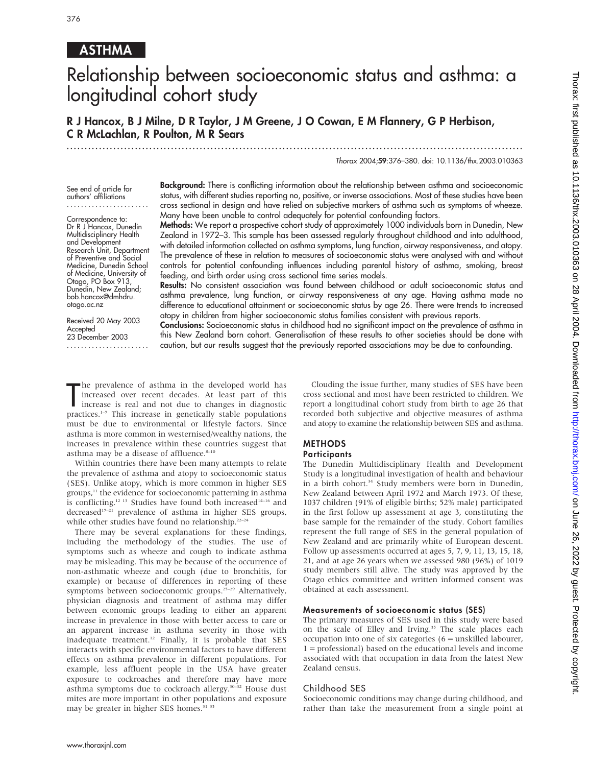ASTHMA

# Relationship between socioeconomic status and asthma: a longitudinal cohort study

**R J Hancox, B J Milne, D R Taylor, J M Greene, J O Cowan, E M Flannery, G P Herbison, C R McLachlan, R Poulton, M R Sears**

*Thorax* 2004;**59**:376–380. doi: 10.1136/thx.2003.010363

See end of article for authors' affiliations

Correspondence to: Dr R J Hancox, Dunedin Multidisciplinary Health and Development Research Unit, Department of Preventive and Social Medicine, Dunedin School of Medicine, University of Otago, PO Box 913, Dunedin, New Zealand; bob.hancox@dmhdru.otago.ac.nz

Received 20 May 2003
Accepted 23 December 2003

**Background:** There is conflicting information about the relationship between asthma and socioeconomic status, with different studies reporting no, positive, or inverse associations. Most of these studies have been cross sectional in design and have relied on subjective markers of asthma such as symptoms of wheeze. Many have been unable to control adequately for potential confounding factors.

**Methods:** We report a prospective cohort study of approximately 1000 individuals born in Dunedin, New Zealand in 1972–3. This sample has been assessed regularly throughout childhood and into adulthood, with detailed information collected on asthma symptoms, lung function, airway responsiveness, and atopy. The prevalence of these in relation to measures of socioeconomic status were analysed with and without controls for potential confounding influences including parental history of asthma, smoking, breast feeding, and birth order using cross sectional time series models.

**Results:** No consistent association was found between childhood or adult socioeconomic status and asthma prevalence, lung function, or airway responsiveness at any age. Having asthma made no difference to educational attainment or socioeconomic status by age 26. There were trends to increased atopy in children from higher socioeconomic status families consistent with previous reports.

**Conclusions:** Socioeconomic status in childhood had no significant impact on the prevalence of asthma in this New Zealand born cohort. Generalisation of these results to other societies should be done with caution, but our results suggest that the previously reported associations may be due to confounding.

The prevalence of asthma in the developed world has increased over recent decades. At least part of this increase is real and not due to changes in diagnostic practices.[1–7] This increase in genetically stable populations must be due to environmental or lifestyle factors. Since asthma is more common in westernised/wealthy nations, the increases in prevalence within these countries suggest that asthma may be a disease of affluence.[8–10]

Within countries there have been many attempts to relate the prevalence of asthma and atopy to socioeconomic status (SES). Unlike atopy, which is more common in higher SES groups,[11] the evidence for socioeconomic patterning in asthma is conflicting.[12 13] Studies have found both increased[14–16] and decreased[17–21] prevalence of asthma in higher SES groups, while other studies have found no relationship.[22–24]

There may be several explanations for these findings, including the methodology of the studies. The use of symptoms such as wheeze and cough to indicate asthma may be misleading. This may be because of the occurrence of non-asthmatic wheeze and cough (due to bronchitis, for example) or because of differences in reporting of these symptoms between socioeconomic groups.[25–29] Alternatively, physician diagnosis and treatment of asthma may differ between economic groups leading to either an apparent increase in prevalence in those with better access to care or an apparent increase in asthma severity in those with inadequate treatment.[12] Finally, it is probable that SES interacts with specific environmental factors to have different effects on asthma prevalence in different populations. For example, less affluent people in the USA have greater exposure to cockroaches and therefore may have more asthma symptoms due to cockroach allergy.[30–32] House dust mites are more important in other populations and exposure may be greater in higher SES homes.[31 33]

Clouding the issue further, many studies of SES have been cross sectional and most have been restricted to children. We report a longitudinal cohort study from birth to age 26 that recorded both subjective and objective measures of asthma and atopy to examine the relationship between SES and asthma.

## METHODS

### Participants

The Dunedin Multidisciplinary Health and Development Study is a longitudinal investigation of health and behaviour in a birth cohort.[34] Study members were born in Dunedin, New Zealand between April 1972 and March 1973. Of these, 1037 children (91% of eligible births; 52% male) participated in the first follow up assessment at age 3, constituting the base sample for the remainder of the study. Cohort families represent the full range of SES in the general population of New Zealand and are primarily white of European descent. Follow up assessments occurred at ages 5, 7, 9, 11, 13, 15, 18, 21, and at age 26 years when we assessed 980 (96%) of 1019 study members still alive. The study was approved by the Otago ethics committee and written informed consent was obtained at each assessment.

### Measurements of socioeconomic status (SES)

The primary measures of SES used in this study were based on the scale of Elley and Irving.[35] The scale places each occupation into one of six categories (6 = unskilled labourer, 1 = professional) based on the educational levels and income associated with that occupation in data from the latest New Zealand census.

### Childhood SES

Socioeconomic conditions may change during childhood, and rather than take the measurement from a single point at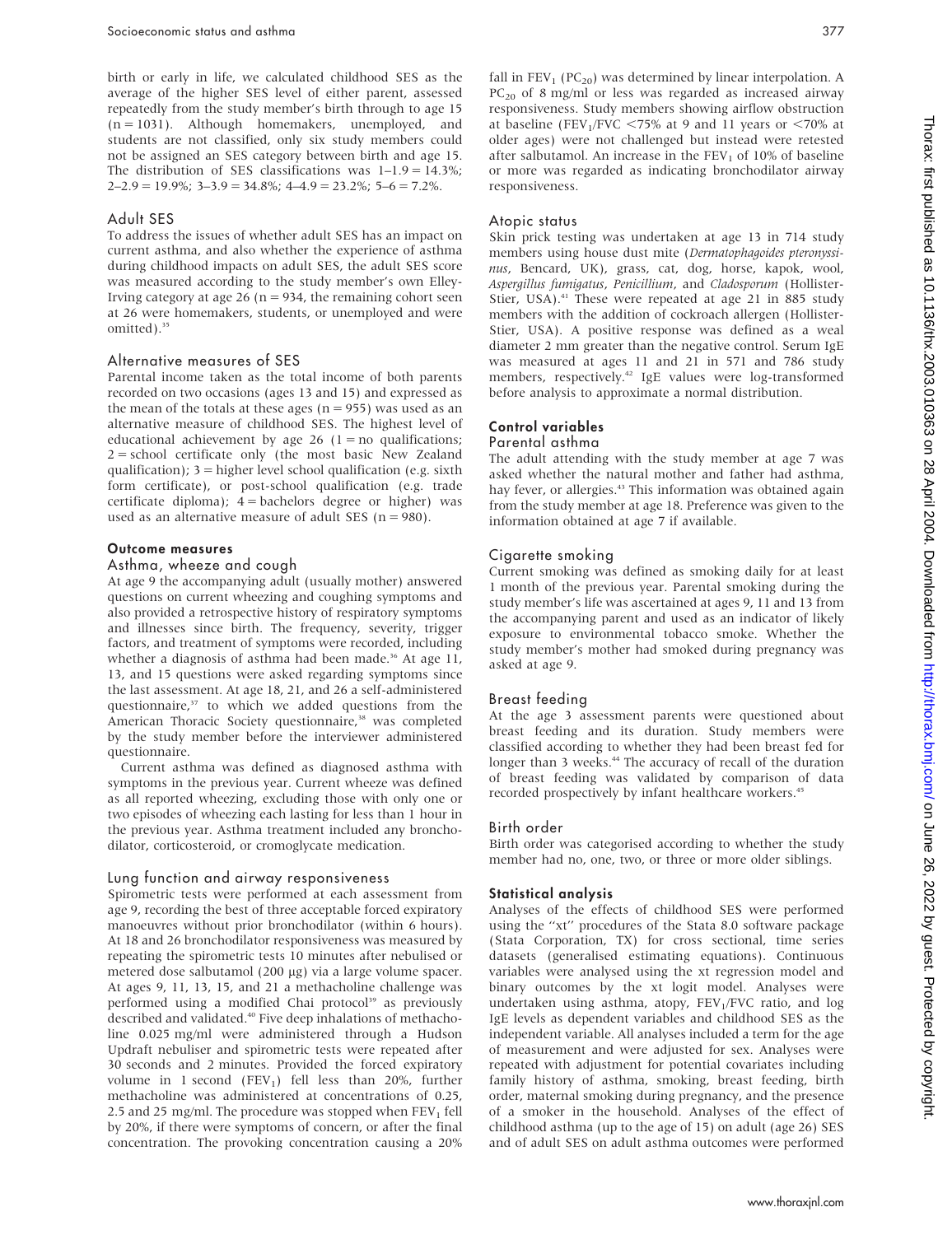birth or early in life, we calculated childhood SES as the average of the higher SES level of either parent, assessed repeatedly from the study member's birth through to age 15 (n = 1031). Although homemakers, unemployed, and students are not classified, only six study members could not be assigned an SES category between birth and age 15. The distribution of SES classifications was 1–1.9 = 14.3%; 2–2.9 = 19.9%; 3–3.9 = 34.8%; 4–4.9 = 23.2%; 5–6 = 7.2%.

### Adult SES

To address the issues of whether adult SES has an impact on current asthma, and also whether the experience of asthma during childhood impacts on adult SES, the adult SES score was measured according to the study member's own Elley-Irving category at age 26 (n = 934, the remaining cohort seen at 26 were homemakers, students, or unemployed and were omitted).[35]

### Alternative measures of SES

Parental income taken as the total income of both parents recorded on two occasions (ages 13 and 15) and expressed as the mean of the totals at these ages (n = 955) was used as an alternative measure of childhood SES. The highest level of educational achievement by age 26 (1 = no qualifications; 2 = school certificate only (the most basic New Zealand qualification); 3 = higher level school qualification (e.g. sixth form certificate), or post-school qualification (e.g. trade certificate diploma); 4 = bachelors degree or higher) was used as an alternative measure of adult SES (n = 980).

## Outcome measures

### Asthma, wheeze and cough

At age 9 the accompanying adult (usually mother) answered questions on current wheezing and coughing symptoms and also provided a retrospective history of respiratory symptoms and illnesses since birth. The frequency, severity, trigger factors, and treatment of symptoms were recorded, including whether a diagnosis of asthma had been made.[36] At age 11, 13, and 15 questions were asked regarding symptoms since the last assessment. At age 18, 21, and 26 a self-administered questionnaire,[37] to which we added questions from the American Thoracic Society questionnaire,[38] was completed by the study member before the interviewer administered questionnaire.

Current asthma was defined as diagnosed asthma with symptoms in the previous year. Current wheeze was defined as all reported wheezing, excluding those with only one or two episodes of wheezing each lasting for less than 1 hour in the previous year. Asthma treatment included any bronchodilator, corticosteroid, or cromoglycate medication.

### Lung function and airway responsiveness

Spirometric tests were performed at each assessment from age 9, recording the best of three acceptable forced expiratory manoeuvres without prior bronchodilator (within 6 hours). At 18 and 26 bronchodilator responsiveness was measured by repeating the spirometric tests 10 minutes after nebulised or metered dose salbutamol (200 μg) via a large volume spacer. At ages 9, 11, 13, 15, and 21 a methacholine challenge was performed using a modified Chai protocol[39] as previously described and validated.[40] Five deep inhalations of methacholine 0.025 mg/ml were administered through a Hudson Updraft nebuliser and spirometric tests were repeated after 30 seconds and 2 minutes. Provided the forced expiratory volume in 1 second ($FEV_1$) fell less than 20%, further methacholine was administered at concentrations of 0.25, 2.5 and 25 mg/ml. The procedure was stopped when $FEV_1$ fell by 20%, if there were symptoms of concern, or after the final concentration. The provoking concentration causing a 20% fall in $FEV_1$ ($PC_{20}$) was determined by linear interpolation. A $PC_{20}$ of 8 mg/ml or less was regarded as increased airway responsiveness. Study members showing airflow obstruction at baseline ($FEV_1$/FVC <75% at 9 and 11 years or <70% at older ages) were not challenged but instead were retested after salbutamol. An increase in the $FEV_1$ of 10% of baseline or more was regarded as indicating bronchodilator airway responsiveness.

### Atopic status

Skin prick testing was undertaken at age 13 in 714 study members using house dust mite (*Dermatophagoides pteronyssinus*, Bencard, UK), grass, cat, dog, horse, kapok, wool, *Aspergillus fumigatus*, *Penicillium*, and *Cladosporum* (Hollister-Stier, USA).[41] These were repeated at age 21 in 885 study members with the addition of cockroach allergen (Hollister-Stier, USA). A positive response was defined as a weal diameter 2 mm greater than the negative control. Serum IgE was measured at ages 11 and 21 in 571 and 786 study members, respectively.[42] IgE values were log-transformed before analysis to approximate a normal distribution.

## Control variables

### Parental asthma

The adult attending with the study member at age 7 was asked whether the natural mother and father had asthma, hay fever, or allergies.[43] This information was obtained again from the study member at age 18. Preference was given to the information obtained at age 7 if available.

### Cigarette smoking

Current smoking was defined as smoking daily for at least 1 month of the previous year. Parental smoking during the study member's life was ascertained at ages 9, 11 and 13 from the accompanying parent and used as an indicator of likely exposure to environmental tobacco smoke. Whether the study member's mother had smoked during pregnancy was asked at age 9.

### Breast feeding

At the age 3 assessment parents were questioned about breast feeding and its duration. Study members were classified according to whether they had been breast fed for longer than 3 weeks.[44] The accuracy of recall of the duration of breast feeding was validated by comparison of data recorded prospectively by infant healthcare workers.[45]

### Birth order

Birth order was categorised according to whether the study member had no, one, two, or three or more older siblings.

## Statistical analysis

Analyses of the effects of childhood SES were performed using the "xt" procedures of the Stata 8.0 software package (Stata Corporation, TX) for cross sectional, time series datasets (generalised estimating equations). Continuous variables were analysed using the xt regression model and binary outcomes by the xt logit model. Analyses were undertaken using asthma, atopy, $FEV_1$/FVC ratio, and log IgE levels as dependent variables and childhood SES as the independent variable. All analyses included a term for the age of measurement and were adjusted for sex. Analyses were repeated with adjustment for potential covariates including family history of asthma, smoking, breast feeding, birth order, maternal smoking during pregnancy, and the presence of a smoker in the household. Analyses of the effect of childhood asthma (up to the age of 15) on adult (age 26) SES and of adult SES on adult asthma outcomes were performed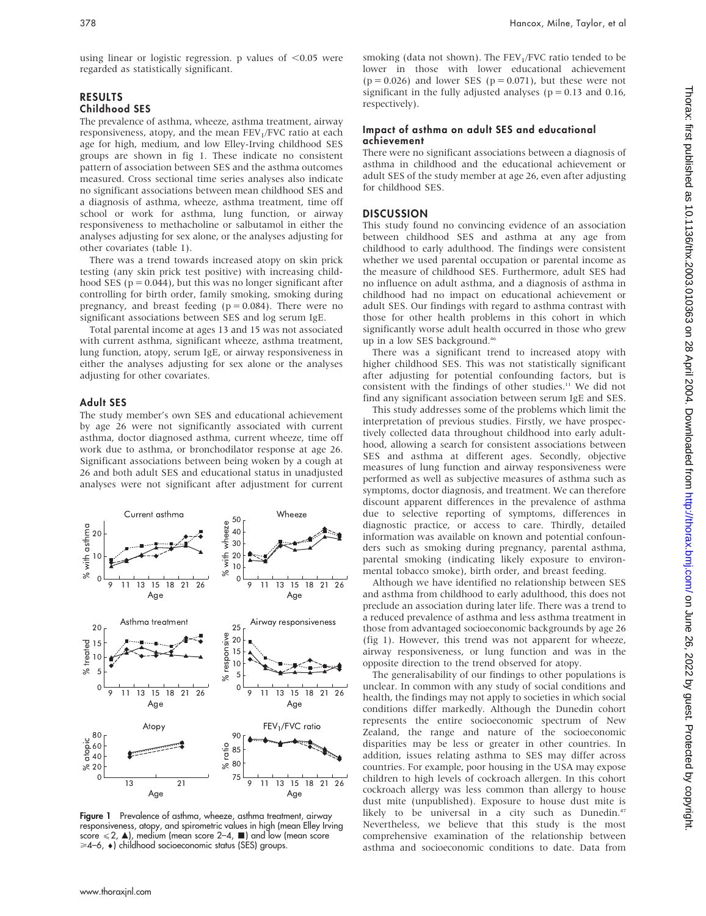using linear or logistic regression. p values of $<0.05$ were regarded as statistically significant.

## RESULTS

### Childhood SES

The prevalence of asthma, wheeze, asthma treatment, airway responsiveness, atopy, and the mean $FEV_1$/FVC ratio at each age for high, medium, and low Elley-Irving childhood SES groups are shown in fig 1. These indicate no consistent pattern of association between SES and the asthma outcomes measured. Cross sectional time series analyses also indicate no significant associations between mean childhood SES and a diagnosis of asthma, wheeze, asthma treatment, time off school or work for asthma, lung function, or airway responsiveness to methacholine or salbutamol in either the analyses adjusting for sex alone, or the analyses adjusting for other covariates (table 1).

There was a trend towards increased atopy on skin prick testing (any skin prick test positive) with increasing childhood SES ($p = 0.044$), but this was no longer significant after controlling for birth order, family smoking, smoking during pregnancy, and breast feeding ($p = 0.084$). There were no significant associations between SES and log serum IgE.

Total parental income at ages 13 and 15 was not associated with current asthma, significant wheeze, asthma treatment, lung function, atopy, serum IgE, or airway responsiveness in either the analyses adjusting for sex alone or the analyses adjusting for other covariates.

### Adult SES

The study member's own SES and educational achievement by age 26 were not significantly associated with current asthma, doctor diagnosed asthma, current wheeze, time off work due to asthma, or bronchodilator response at age 26. Significant associations between being woken by a cough at 26 and both adult SES and educational status in unadjusted analyses were not significant after adjustment for current smoking (data not shown). The $FEV_1$/FVC ratio tended to be lower in those with lower educational achievement ($p = 0.026$) and lower SES ($p = 0.071$), but these were not significant in the fully adjusted analyses ($p = 0.13$ and 0.16, respectively).

### Impact of asthma on adult SES and educational achievement

There were no significant associations between a diagnosis of asthma in childhood and the educational achievement or adult SES of the study member at age 26, even after adjusting for childhood SES.

Current asthma
% with asthma
Age
9 11 13 15 18 21 26

Wheeze
% with wheeze
Age
9 11 13 15 18 21 26

Asthma treatment
% treated
Age
9 11 13 15 18 21 26

Airway responsiveness
% responsive
Age
9 11 13 15 18 21 26

Atopy
% atopic
Age
13 21

$FEV_1$/FVC ratio
% ratio
Age
9 11 13 15 18 21 26

**Figure 1** Prevalence of asthma, wheeze, asthma treatment, airway responsiveness, atopy, and spirometric values in high (mean Elley Irving score ⩽2, ▲), medium (mean score 2–4, ■) and low (mean score ⩾4–6, ♦) childhood socioeconomic status (SES) groups.

## DISCUSSION

This study found no convincing evidence of an association between childhood SES and asthma at any age from childhood to early adulthood. The findings were consistent whether we used parental occupation or parental income as the measure of childhood SES. Furthermore, adult SES had no influence on adult asthma, and a diagnosis of asthma in childhood had no impact on educational achievement or adult SES. Our findings with regard to asthma contrast with those for other health problems in this cohort in which significantly worse adult health occurred in those who grew up in a low SES background.[46]

There was a significant trend to increased atopy with higher childhood SES. This was not statistically significant after adjusting for potential confounding factors, but is consistent with the findings of other studies.[11] We did not find any significant association between serum IgE and SES.

This study addresses some of the problems which limit the interpretation of previous studies. Firstly, we have prospectively collected data throughout childhood into early adulthood, allowing a search for consistent associations between SES and asthma at different ages. Secondly, objective measures of lung function and airway responsiveness were performed as well as subjective measures of asthma such as symptoms, doctor diagnosis, and treatment. We can therefore discount apparent differences in the prevalence of asthma due to selective reporting of symptoms, differences in diagnostic practice, or access to care. Thirdly, detailed information was available on known and potential confounders such as smoking during pregnancy, parental asthma, parental smoking (indicating likely exposure to environmental tobacco smoke), birth order, and breast feeding.

Although we have identified no relationship between SES and asthma from childhood to early adulthood, this does not preclude an association during later life. There was a trend to a reduced prevalence of asthma and less asthma treatment in those from advantaged socioeconomic backgrounds by age 26 (fig 1). However, this trend was not apparent for wheeze, airway responsiveness, or lung function and was in the opposite direction to the trend observed for atopy.

The generalisability of our findings to other populations is unclear. In common with any study of social conditions and health, the findings may not apply to societies in which social conditions differ markedly. Although the Dunedin cohort represents the entire socioeconomic spectrum of New Zealand, the range and nature of the socioeconomic disparities may be less or greater in other countries. In addition, issues relating asthma to SES may differ across countries. For example, poor housing in the USA may expose children to high levels of cockroach allergen. In this cohort cockroach allergy was less common than allergy to house dust mite (unpublished). Exposure to house dust mite is likely to be universal in a city such as Dunedin.[47] Nevertheless, we believe that this study is the most comprehensive examination of the relationship between asthma and socioeconomic conditions to date. Data from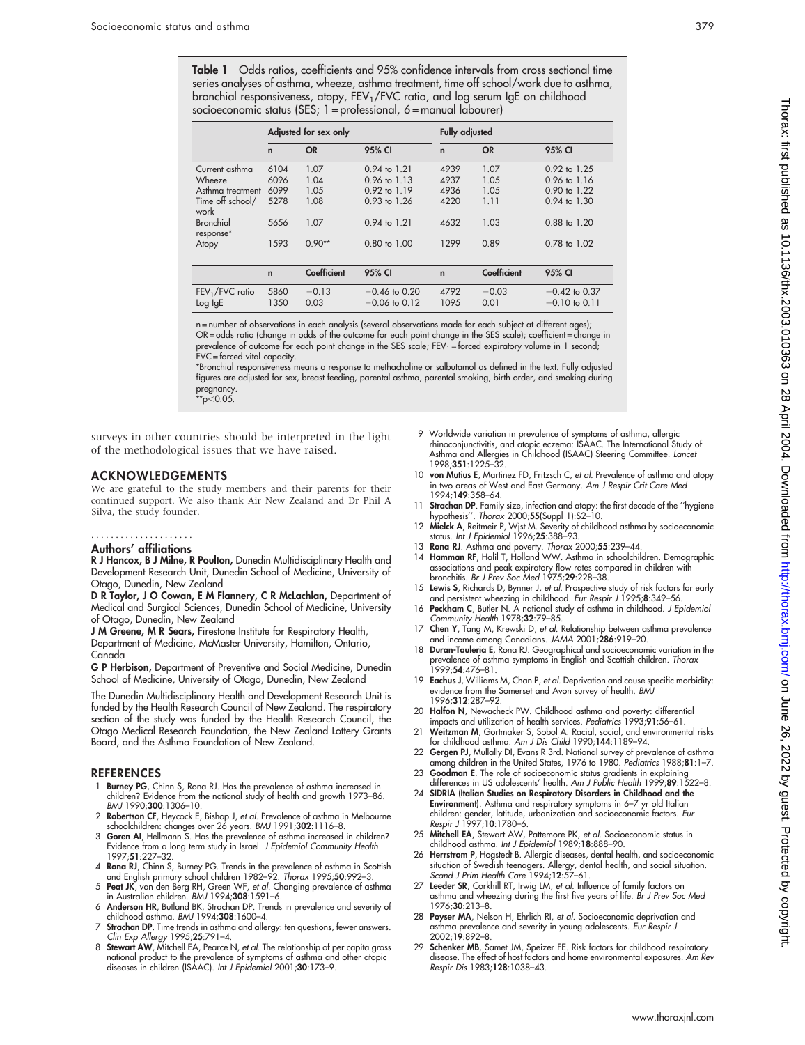**Table 1** Odds ratios, coefficients and 95% confidence intervals from cross sectional time series analyses of asthma, wheeze, asthma treatment, time off school/work due to asthma, bronchial responsiveness, atopy, $FEV_1$/FVC ratio, and log serum IgE on childhood socioeconomic status (SES; 1 = professional, 6 = manual labourer)

| | Adjusted for sex only | | | Fully adjusted | | |
|---|---|---|---|---|---|---|
| | n | OR | 95% CI | n | OR | 95% CI |
| Current asthma | 6104 | 1.07 | 0.94 to 1.21 | 4939 | 1.07 | 0.92 to 1.25 |
| Wheeze | 6096 | 1.04 | 0.96 to 1.13 | 4937 | 1.05 | 0.96 to 1.16 |
| Asthma treatment | 6099 | 1.05 | 0.92 to 1.19 | 4936 | 1.05 | 0.90 to 1.22 |
| Time off school/work | 5278 | 1.08 | 0.93 to 1.26 | 4220 | 1.11 | 0.94 to 1.30 |
| Bronchial response* | 5656 | 1.07 | 0.94 to 1.21 | 4632 | 1.03 | 0.88 to 1.20 |
| Atopy | 1593 | 0.90** | 0.80 to 1.00 | 1299 | 0.89 | 0.78 to 1.02 |
| | n | Coefficient | 95% CI | n | Coefficient | 95% CI |
| $FEV_1$/FVC ratio | 5860 | −0.13 | −0.46 to 0.20 | 4792 | −0.03 | −0.42 to 0.37 |
| Log IgE | 1350 | 0.03 | −0.06 to 0.12 | 1095 | 0.01 | −0.10 to 0.11 |

n = number of observations in each analysis (several observations made for each subject at different ages); OR = odds ratio (change in odds of the outcome for each point change in the SES scale); coefficient = change in prevalence of outcome for each point change in the SES scale; $FEV_1$ = forced expiratory volume in 1 second; FVC = forced vital capacity.

*Bronchial responsiveness means a response to methacholine or salbutamol as defined in the text. Fully adjusted figures are adjusted for sex, breast feeding, parental asthma, parental smoking, birth order, and smoking during pregnancy.

**$p<0.05$.

surveys in other countries should be interpreted in the light of the methodological issues that we have raised.

## ACKNOWLEDGEMENTS

We are grateful to the study members and their parents for their continued support. We also thank Air New Zealand and Dr Phil A Silva, the study founder.

### Authors' affiliations

**R J Hancox, B J Milne, R Poulton,** Dunedin Multidisciplinary Health and Development Research Unit, Dunedin School of Medicine, University of Otago, Dunedin, New Zealand

**D R Taylor, J O Cowan, E M Flannery, C R McLachlan,** Department of Medical and Surgical Sciences, Dunedin School of Medicine, University of Otago, Dunedin, New Zealand

**J M Greene, M R Sears,** Firestone Institute for Respiratory Health, Department of Medicine, McMaster University, Hamilton, Ontario, Canada

**G P Herbison,** Department of Preventive and Social Medicine, Dunedin School of Medicine, University of Otago, Dunedin, New Zealand

The Dunedin Multidisciplinary Health and Development Research Unit is funded by the Health Research Council of New Zealand. The respiratory section of the study was funded by the Health Research Council, the Otago Medical Research Foundation, the New Zealand Lottery Grants Board, and the Asthma Foundation of New Zealand.

## REFERENCES

1. **Burney PG**, Chinn S, Rona RJ. Has the prevalence of asthma increased in children? Evidence from the national study of health and growth 1973–86. *BMJ* 1990;**300**:1306–10.
2. **Robertson CF**, Heycock E, Bishop J, *et al*. Prevalence of asthma in Melbourne schoolchildren: changes over 26 years. *BMJ* 1991;**302**:1116–8.
3. **Goren AI**, Hellmann S. Has the prevalence of asthma increased in children? Evidence from a long term study in Israel. *J Epidemiol Community Health* 1997;**51**:227–32.
4. **Rona RJ**, Chinn S, Burney PG. Trends in the prevalence of asthma in Scottish and English primary school children 1982–92. *Thorax* 1995;**50**:992–3.
5. **Peat JK**, van den Berg RH, Green WF, *et al*. Changing prevalence of asthma in Australian children. *BMJ* 1994;**308**:1591–6.
6. **Anderson HR**, Butland BK, Strachan DP. Trends in prevalence and severity of childhood asthma. *BMJ* 1994;**308**:1600–4.
7. **Strachan DP**. Time trends in asthma and allergy: ten questions, fewer answers. *Clin Exp Allergy* 1995;**25**:791–4.
8. **Stewart AW**, Mitchell EA, Pearce N, *et al*. The relationship of per capita gross national product to the prevalence of symptoms of asthma and other atopic diseases in children (ISAAC). *Int J Epidemiol* 2001;**30**:173–9.
9. Worldwide variation in prevalence of symptoms of asthma, allergic rhinoconjunctivitis, and atopic eczema: ISAAC. The International Study of Asthma and Allergies in Childhood (ISAAC) Steering Committee. *Lancet* 1998;**351**:1225–32.
10. **von Mutius E**, Martinez FD, Fritzsch C, *et al*. Prevalence of asthma and atopy in two areas of West and East Germany. *Am J Respir Crit Care Med* 1994;**149**:358–64.
11. **Strachan DP**. Family size, infection and atopy: the first decade of the "hygiene hypothesis". *Thorax* 2000;**55**(Suppl 1):S2–10.
12. **Mielck A**, Reitmeir P, Wjst M. Severity of childhood asthma by socioeconomic status. *Int J Epidemiol* 1996;**25**:388–93.
13. **Rona RJ**. Asthma and poverty. *Thorax* 2000;**55**:239–44.
14. **Hamman RF**, Halil T, Holland WW. Asthma in schoolchildren. Demographic associations and peak expiratory flow rates compared in children with bronchitis. *Br J Prev Soc Med* 1975;**29**:228–38.
15. **Lewis S**, Richards D, Bynner J, *et al*. Prospective study of risk factors for early and persistent wheezing in childhood. *Eur Respir J* 1995;**8**:349–56.
16. **Peckham C**, Butler N. A national study of asthma in childhood. *J Epidemiol Community Health* 1978;**32**:79–85.
17. **Chen Y**, Tang M, Krewski D, *et al*. Relationship between asthma prevalence and income among Canadians. *JAMA* 2001;**286**:919–20.
18. **Duran-Tauleria E**, Rona RJ. Geographical and socioeconomic variation in the prevalence of asthma symptoms in English and Scottish children. *Thorax* 1999;**54**:476–81.
19. **Eachus J**, Williams M, Chan P, *et al*. Deprivation and cause specific morbidity: evidence from the Somerset and Avon survey of health. *BMJ* 1996;**312**:287–92.
20. **Halfon N**, Newacheck PW. Childhood asthma and poverty: differential impacts and utilization of health services. *Pediatrics* 1993;**91**:56–61.
21. **Weitzman M**, Gortmaker S, Sobol A. Racial, social, and environmental risks for childhood asthma. *Am J Dis Child* 1990;**144**:1189–94.
22. **Gergen PJ**, Mullally DI, Evans R 3rd. National survey of prevalence of asthma among children in the United States, 1976 to 1980. *Pediatrics* 1988;**81**:1–7.
23. **Goodman E**. The role of socioeconomic status gradients in explaining differences in US adolescents' health. *Am J Public Health* 1999;**89**:1522–8.
24. **SIDRIA (Italian Studies on Respiratory Disorders in Childhood and the Environment)**. Asthma and respiratory symptoms in 6–7 yr old Italian children: gender, latitude, urbanization and socioeconomic factors. *Eur Respir J* 1997;**10**:1780–6.
25. **Mitchell EA**, Stewart AW, Pattemore PK, *et al*. Socioeconomic status in childhood asthma. *Int J Epidemiol* 1989;**18**:888–90.
26. **Herrstrom P**, Hogstedt B. Allergic diseases, dental health, and socioeconomic situation of Swedish teenagers. Allergy, dental health, and social situation. *Scand J Prim Health Care* 1994;**12**:57–61.
27. **Leeder SR**, Corkhill RT, Irwig LM, *et al*. Influence of family factors on asthma and wheezing during the first five years of life. *Br J Prev Soc Med* 1976;**30**:213–8.
28. **Poyser MA**, Nelson H, Ehrlich RI, *et al*. Socioeconomic deprivation and asthma prevalence and severity in young adolescents. *Eur Respir J* 2002;**19**:892–8.
29. **Schenker MB**, Samet JM, Speizer FE. Risk factors for childhood respiratory disease. The effect of host factors and home environmental exposures. *Am Rev Respir Dis* 1983;**128**:1038–43.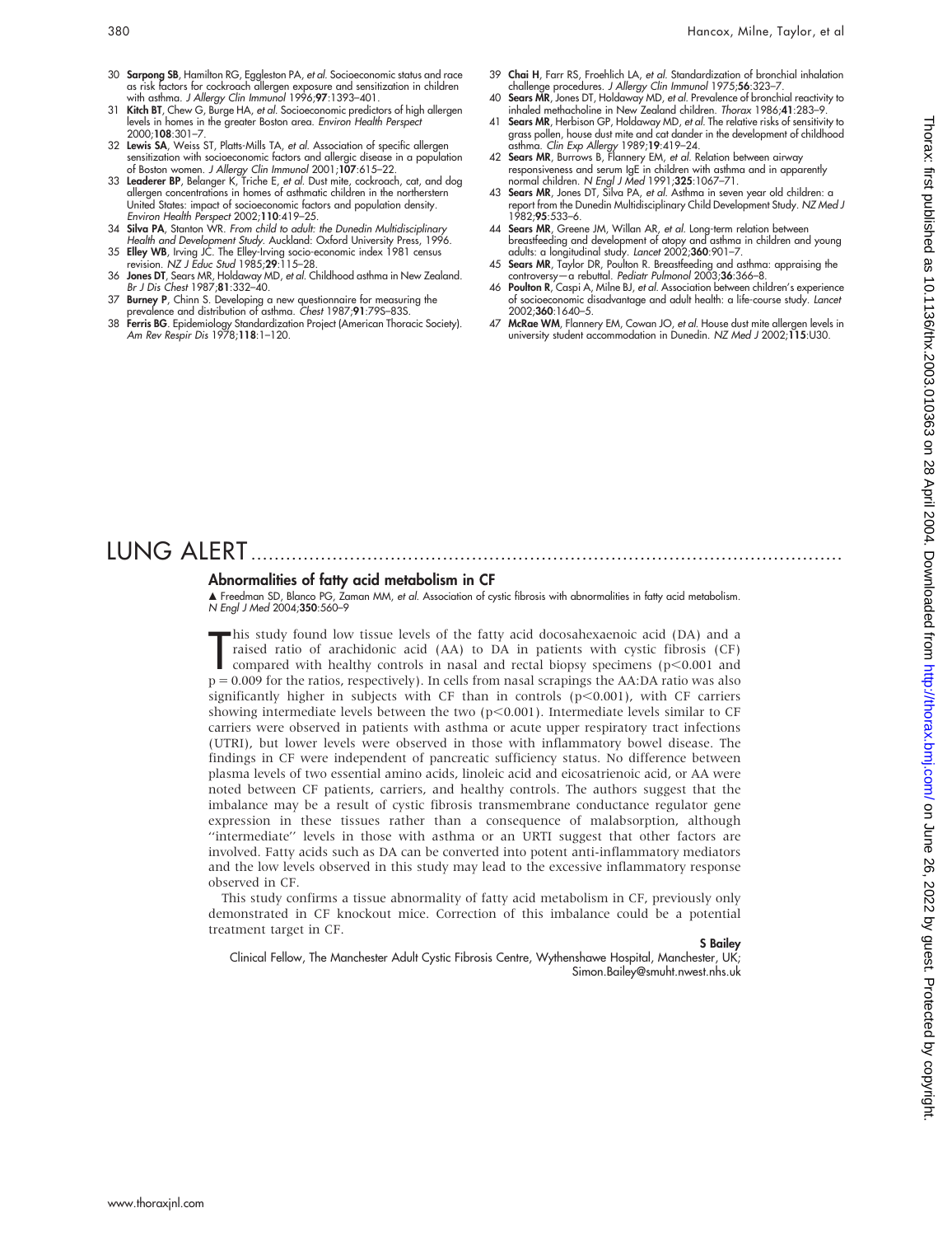30 **Sarpong SB**, Hamilton RG, Eggleston PA, *et al*. Socioeconomic status and race as risk factors for cockroach allergen exposure and sensitization in children with asthma. *J Allergy Clin Immunol* 1996;**97**:1393–401.

31 **Kitch BT**, Chew G, Burge HA, *et al*. Socioeconomic predictors of high allergen levels in homes in the greater Boston area. *Environ Health Perspect* 2000;**108**:301–7.

32 **Lewis SA**, Weiss ST, Platts-Mills TA, *et al*. Association of specific allergen sensitization with socioeconomic factors and allergic disease in a population of Boston women. *J Allergy Clin Immunol* 2001;**107**:615–22.

33 **Leaderer BP**, Belanger K, Triche E, *et al*. Dust mite, cockroach, cat, and dog allergen concentrations in homes of asthmatic children in the northerstern United States: impact of socioeconomic factors and population density. *Environ Health Perspect* 2002;**110**:419–25.

34 **Silva PA**, Stanton WR. *From child to adult: the Dunedin Multidisciplinary Health and Development Study*. Auckland: Oxford University Press, 1996.

35 **Elley WB**, Irving JC. The Elley-Irving socio-economic index 1981 census revision. *NZ J Educ Stud* 1985;**29**:115–28.

36 **Jones DT**, Sears MR, Holdaway MD, *et al*. Childhood asthma in New Zealand. *Br J Dis Chest* 1987;**81**:332–40.

37 **Burney P**, Chinn S. Developing a new questionnaire for measuring the prevalence and distribution of asthma. *Chest* 1987;**91**:79S–83S.

38 **Ferris BG**. Epidemiology Standardization Project (American Thoracic Society). *Am Rev Respir Dis* 1978;**118**:1–120.

39 **Chai H**, Farr RS, Froehlich LA, *et al*. Standardization of bronchial inhalation challenge procedures. *J Allergy Clin Immunol* 1975;**56**:323–7.

40 **Sears MR**, Jones DT, Holdaway MD, *et al*. Prevalence of bronchial reactivity to inhaled methacholine in New Zealand children. *Thorax* 1986;**41**:283–9.

41 **Sears MR**, Herbison GP, Holdaway MD, *et al*. The relative risks of sensitivity to grass pollen, house dust mite and cat dander in the development of childhood asthma. *Clin Exp Allergy* 1989;**19**:419–24.

42 **Sears MR**, Burrows B, Flannery EM, *et al*. Relation between airway responsiveness and serum IgE in children with asthma and in apparently normal children. *N Engl J Med* 1991;**325**:1067–71.

43 **Sears MR**, Jones DT, Silva PA, *et al*. Asthma in seven year old children: a report from the Dunedin Multidisciplinary Child Development Study. *NZ Med J* 1982;**95**:533–6.

44 **Sears MR**, Greene JM, Willan AR, *et al*. Long-term relation between breastfeeding and development of atopy and asthma in children and young adults: a longitudinal study. *Lancet* 2002;**360**:901–7.

45 **Sears MR**, Taylor DR, Poulton R. Breastfeeding and asthma: appraising the controversy—a rebuttal. *Pediatr Pulmonol* 2003;**36**:366–8.

46 **Poulton R**, Caspi A, Milne BJ, *et al*. Association between children's experience of socioeconomic disadvantage and adult health: a life-course study. *Lancet* 2002;**360**:1640–5.

47 **McRae WM**, Flannery EM, Cowan JO, *et al*. House dust mite allergen levels in university student accommodation in Dunedin. *NZ Med J* 2002;**115**:U30.

# LUNG ALERT

## Abnormalities of fatty acid metabolism in CF

▲ Freedman SD, Blanco PG, Zaman MM, *et al*. Association of cystic fibrosis with abnormalities in fatty acid metabolism. *N Engl J Med* 2004;**350**:560–9

This study found low tissue levels of the fatty acid docosahexaenoic acid (DA) and a raised ratio of arachidonic acid (AA) to DA in patients with cystic fibrosis (CF) compared with healthy controls in nasal and rectal biopsy specimens ($p<0.001$ and $p = 0.009$ for the ratios, respectively). In cells from nasal scrapings the AA:DA ratio was also significantly higher in subjects with CF than in controls ($p<0.001$), with CF carriers showing intermediate levels between the two ($p<0.001$). Intermediate levels similar to CF carriers were observed in patients with asthma or acute upper respiratory tract infections (UTRI), but lower levels were observed in those with inflammatory bowel disease. The findings in CF were independent of pancreatic sufficiency status. No difference between plasma levels of two essential amino acids, linoleic acid and eicosatrienoic acid, or AA were noted between CF patients, carriers, and healthy controls. The authors suggest that the imbalance may be a result of cystic fibrosis transmembrane conductance regulator gene expression in these tissues rather than a consequence of malabsorption, although "intermediate" levels in those with asthma or an URTI suggest that other factors are involved. Fatty acids such as DA can be converted into potent anti-inflammatory mediators and the low levels observed in this study may lead to the excessive inflammatory response observed in CF.

This study confirms a tissue abnormality of fatty acid metabolism in CF, previously only demonstrated in CF knockout mice. Correction of this imbalance could be a potential treatment target in CF.

**S Bailey**

Clinical Fellow, The Manchester Adult Cystic Fibrosis Centre, Wythenshawe Hospital, Manchester, UK; Simon.Bailey@smuht.nwest.nhs.uk